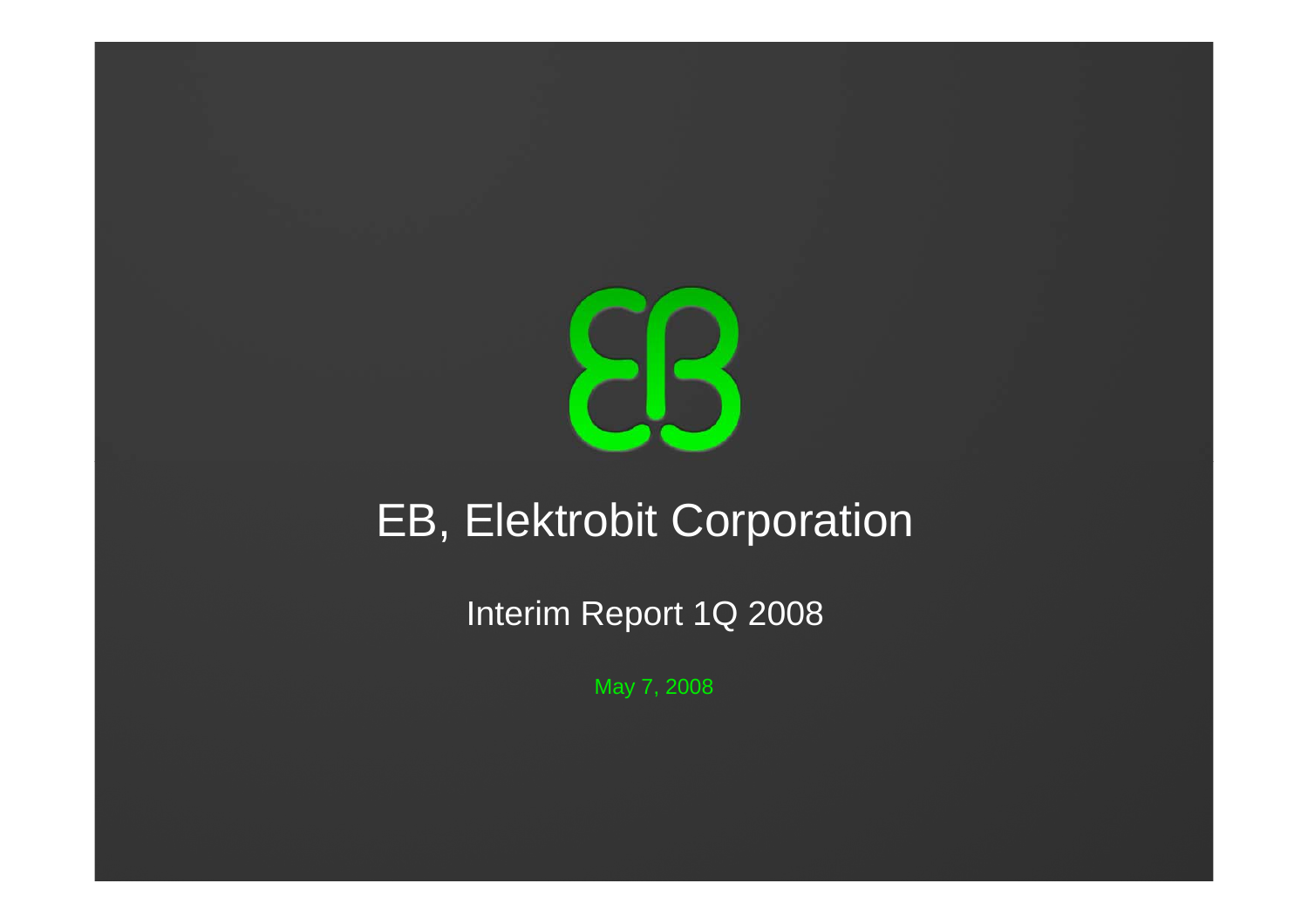# EB, Elektrobit Corporation

## Interim Report 1Q 2008

May 7, 2008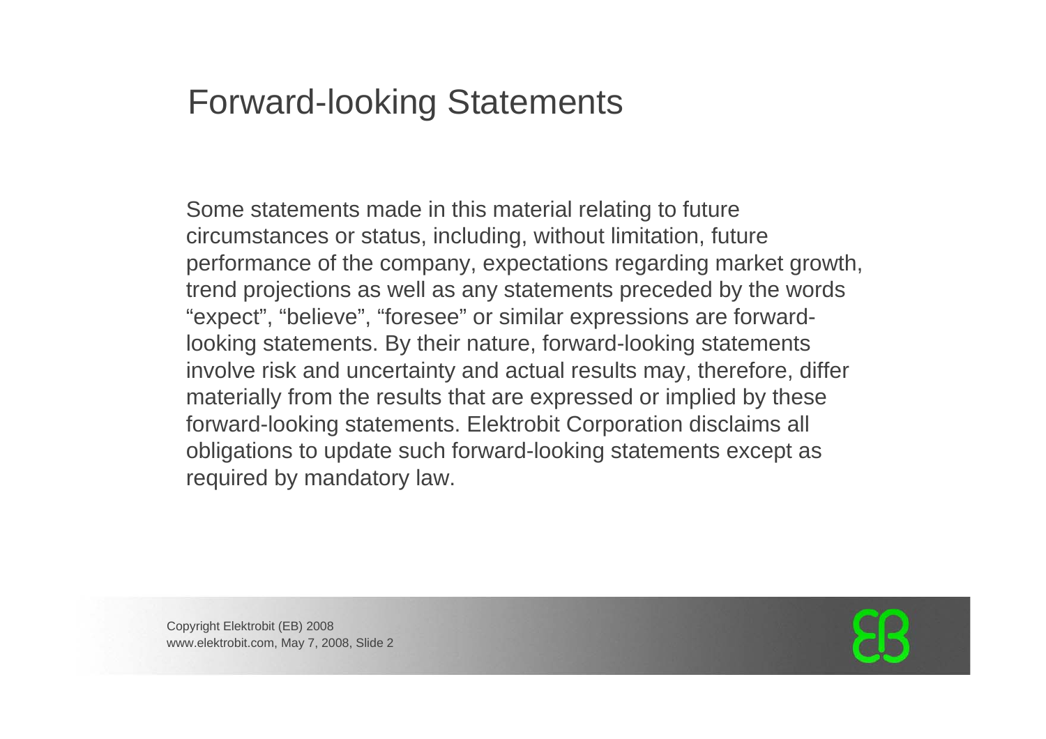# Forward-looking Statements

Some statements made in this material relating to future circumstances or status, including, without limitation, future performance of the company, expectations regarding market growth, trend projections as well as any statements preceded by the words “expect”, “believe”, “foresee” or similar expressions are forward-looking statements. By their nature, forward-looking statements involve risk and uncertainty and actual results may, therefore, differ materially from the results that are expressed or implied by these forward-looking statements. Elektrobit Corporation disclaims all obligations to update such forward-looking statements except as required by mandatory law.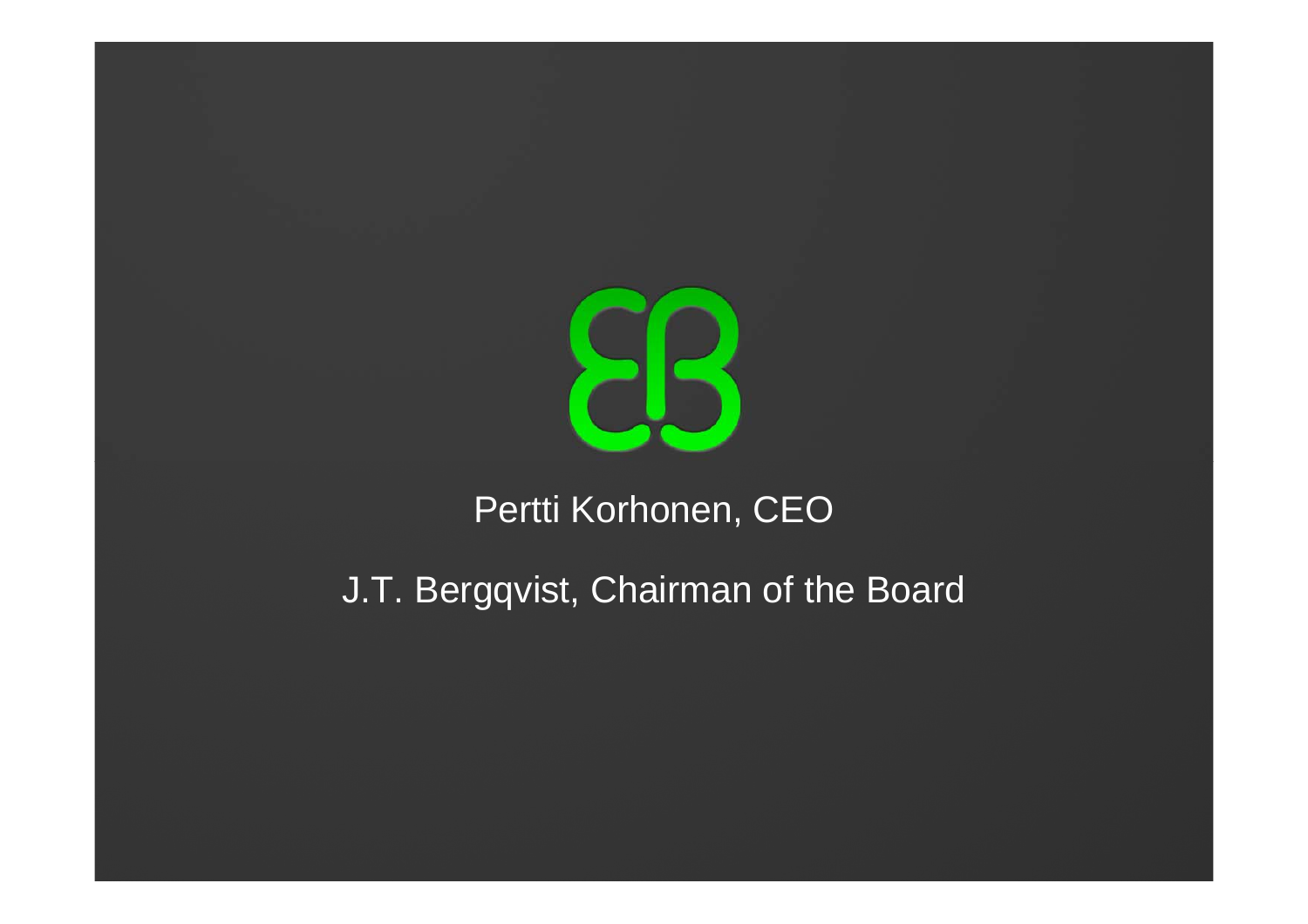Pertti Korhonen, CEO

J.T. Bergqvist, Chairman of the Board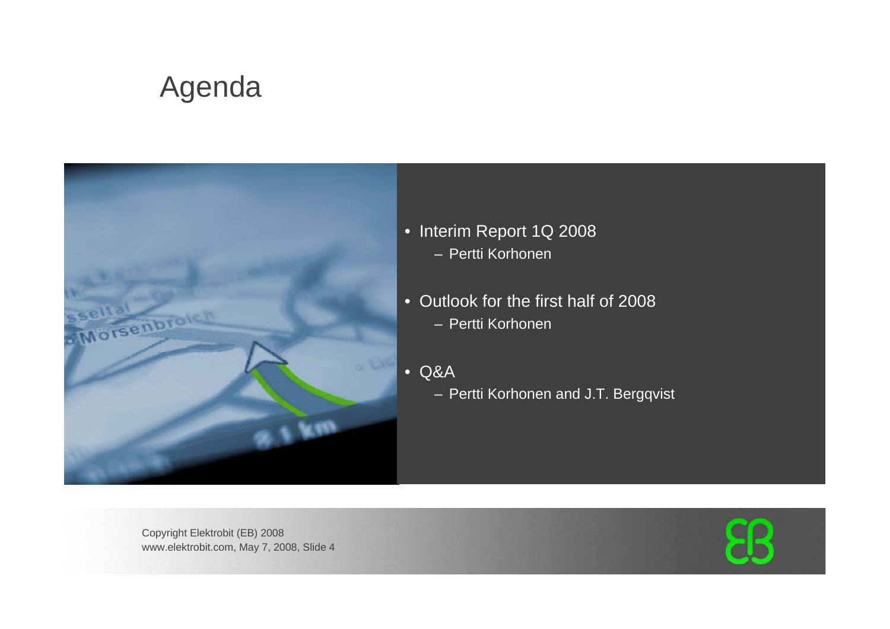# Agenda

- Interim Report 1Q 2008
  - Pertti Korhonen
- Outlook for the first half of 2008
  - Pertti Korhonen
- Q&A
  - Pertti Korhonen and J.T. Bergqvist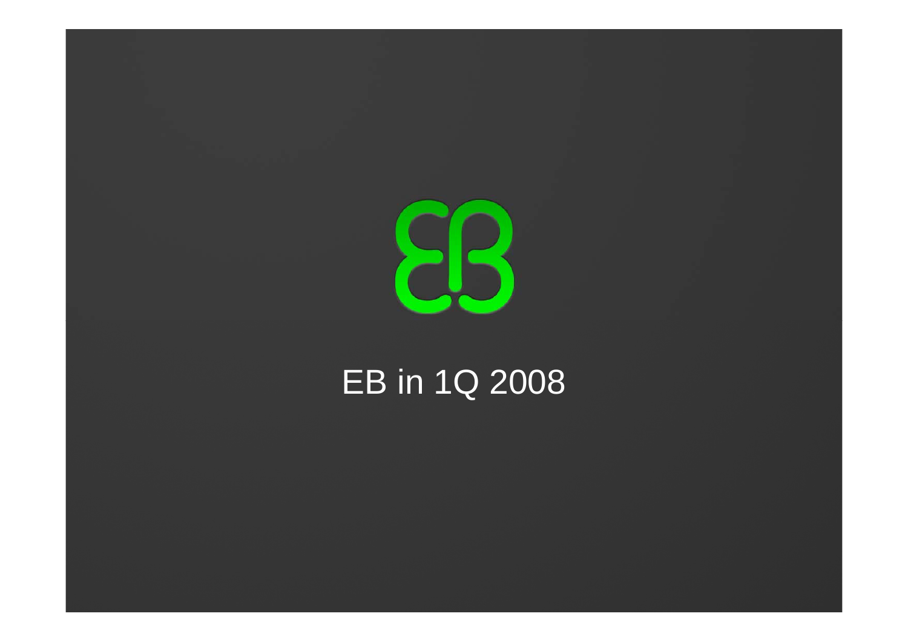# EB in 1Q 2008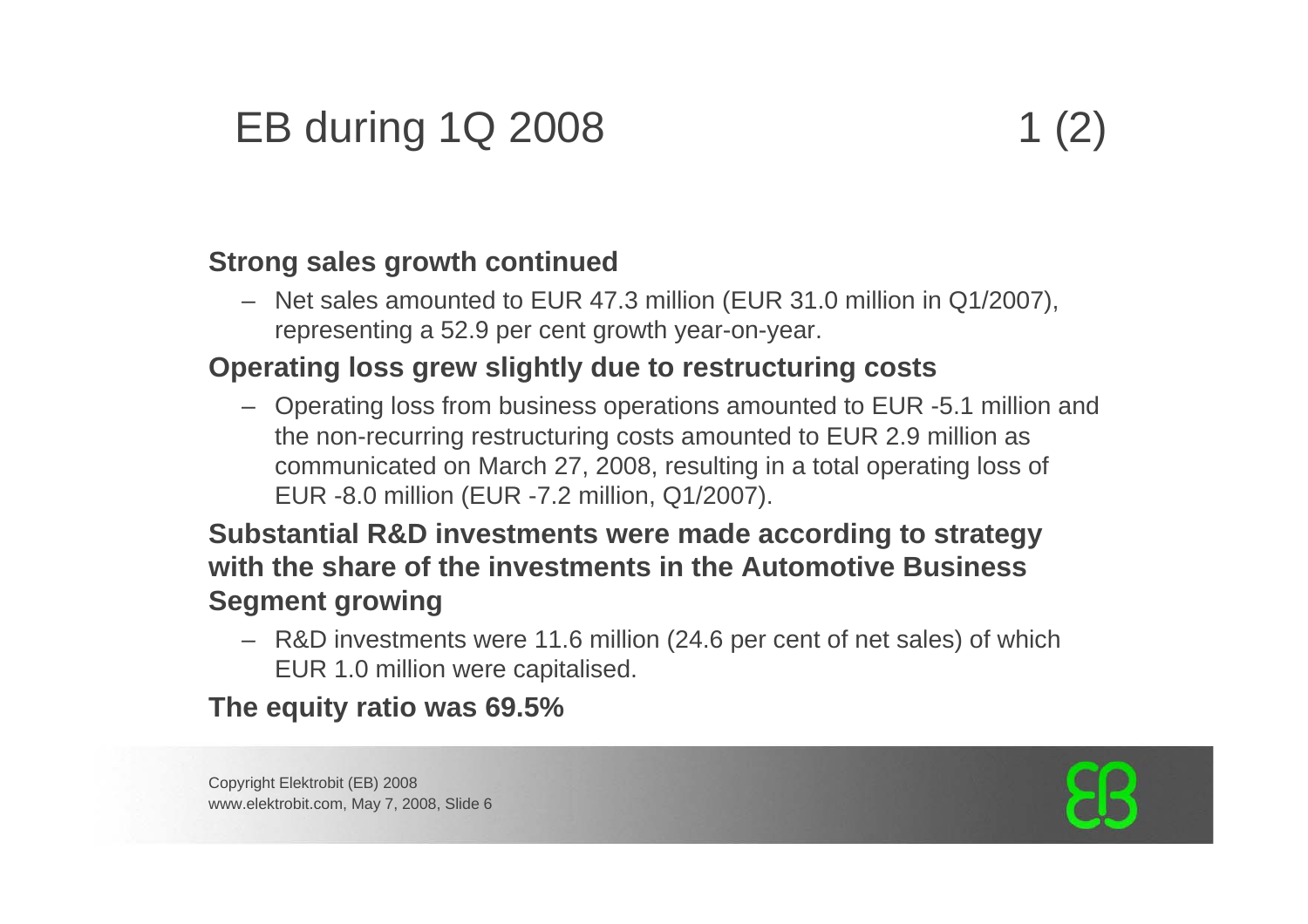# EB during 1Q 2008 1 (2)

**Strong sales growth continued**

- Net sales amounted to EUR 47.3 million (EUR 31.0 million in Q1/2007), representing a 52.9 per cent growth year-on-year.

**Operating loss grew slightly due to restructuring costs**

- Operating loss from business operations amounted to EUR -5.1 million and the non-recurring restructuring costs amounted to EUR 2.9 million as communicated on March 27, 2008, resulting in a total operating loss of EUR -8.0 million (EUR -7.2 million, Q1/2007).

**Substantial R&D investments were made according to strategy with the share of the investments in the Automotive Business Segment growing**

- R&D investments were 11.6 million (24.6 per cent of net sales) of which EUR 1.0 million were capitalised.

**The equity ratio was 69.5%**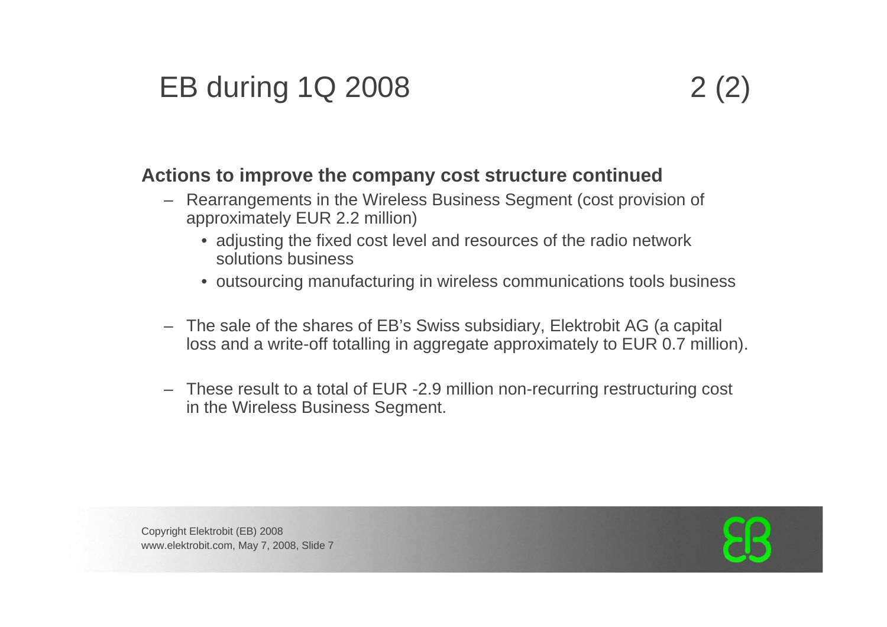# EB during 1Q 2008 2 (2)

**Actions to improve the company cost structure continued**

- Rearrangements in the Wireless Business Segment (cost provision of approximately EUR 2.2 million)
  - adjusting the fixed cost level and resources of the radio network solutions business
  - outsourcing manufacturing in wireless communications tools business
- The sale of the shares of EB's Swiss subsidiary, Elektrobit AG (a capital loss and a write-off totalling in aggregate approximately to EUR 0.7 million).
- These result to a total of EUR -2.9 million non-recurring restructuring cost in the Wireless Business Segment.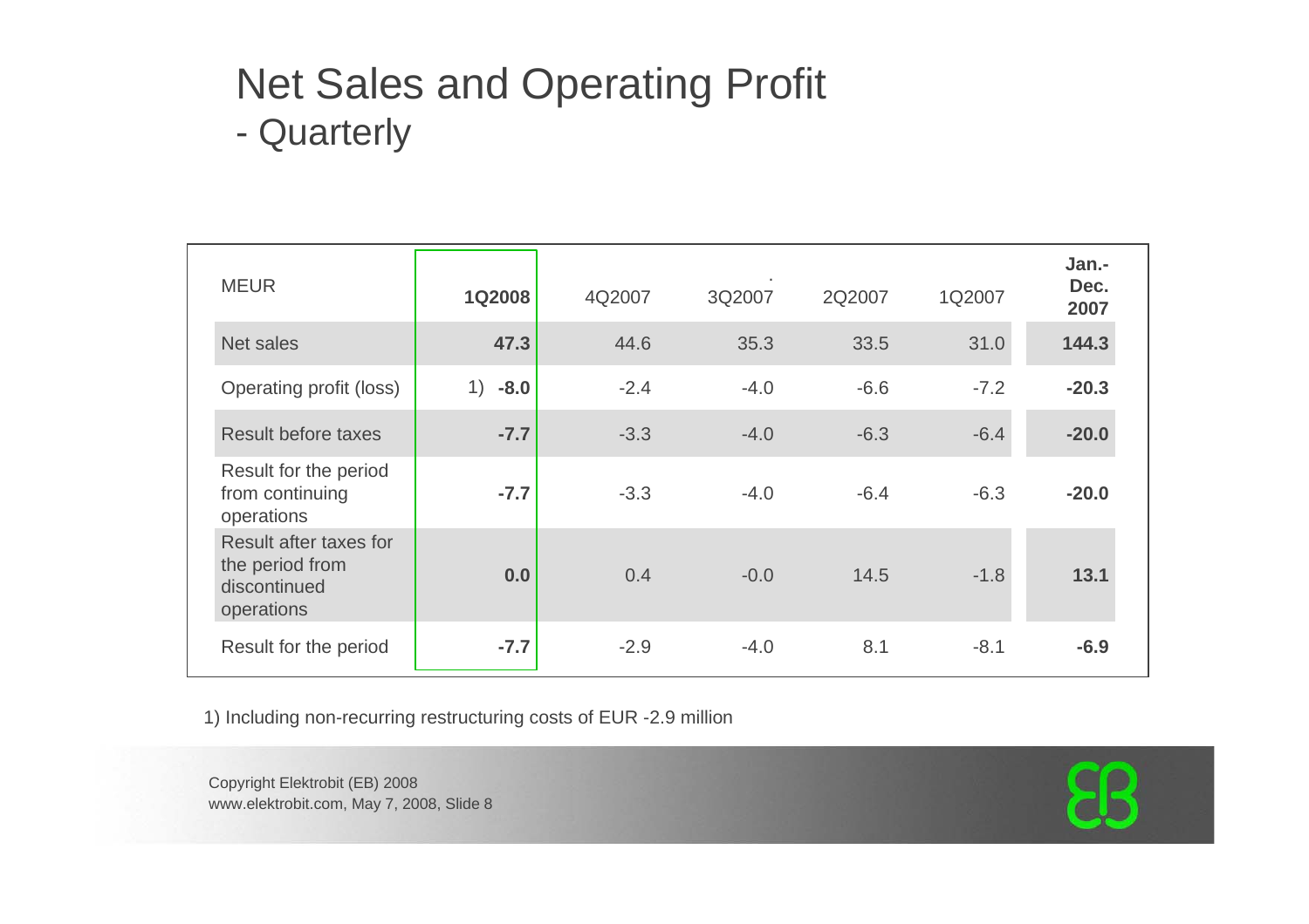# Net Sales and Operating Profit
## - Quarterly

| MEUR | 1Q2008 | 4Q2007 | 3Q2007 | 2Q2007 | 1Q2007 | Jan.-Dec. 2007 |
|---|---|---|---|---|---|---|
| Net sales | **47.3** | 44.6 | 35.3 | 33.5 | 31.0 | **144.3** |
| Operating profit (loss) | 1) **-8.0** | -2.4 | -4.0 | -6.6 | -7.2 | **-20.3** |
| Result before taxes | **-7.7** | -3.3 | -4.0 | -6.3 | -6.4 | **-20.0** |
| Result for the period from continuing operations | **-7.7** | -3.3 | -4.0 | -6.4 | -6.3 | **-20.0** |
| Result after taxes for the period from discontinued operations | **0.0** | 0.4 | -0.0 | 14.5 | -1.8 | **13.1** |
| Result for the period | **-7.7** | -2.9 | -4.0 | 8.1 | -8.1 | **-6.9** |

1) Including non-recurring restructuring costs of EUR -2.9 million

Copyright Elektrobit (EB) 2008
www.elektrobit.com, May 7, 2008, Slide 8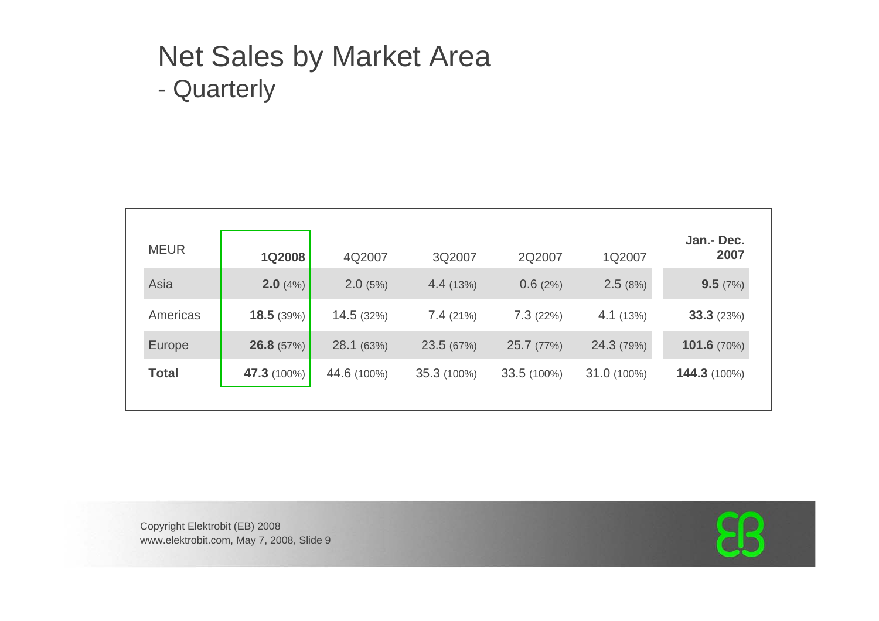# Net Sales by Market Area
## - Quarterly

| MEUR | **1Q2008** | 4Q2007 | 3Q2007 | 2Q2007 | 1Q2007 | **Jan.- Dec. 2007** |
|---|---|---|---|---|---|---|
| Asia | **2.0** (4%) | 2.0 (5%) | 4.4 (13%) | 0.6 (2%) | 2.5 (8%) | **9.5** (7%) |
| Americas | **18.5** (39%) | 14.5 (32%) | 7.4 (21%) | 7.3 (22%) | 4.1 (13%) | **33.3** (23%) |
| Europe | **26.8** (57%) | 28.1 (63%) | 23.5 (67%) | 25.7 (77%) | 24.3 (79%) | **101.6** (70%) |
| **Total** | **47.3** (100%) | 44.6 (100%) | 35.3 (100%) | 33.5 (100%) | 31.0 (100%) | **144.3** (100%) |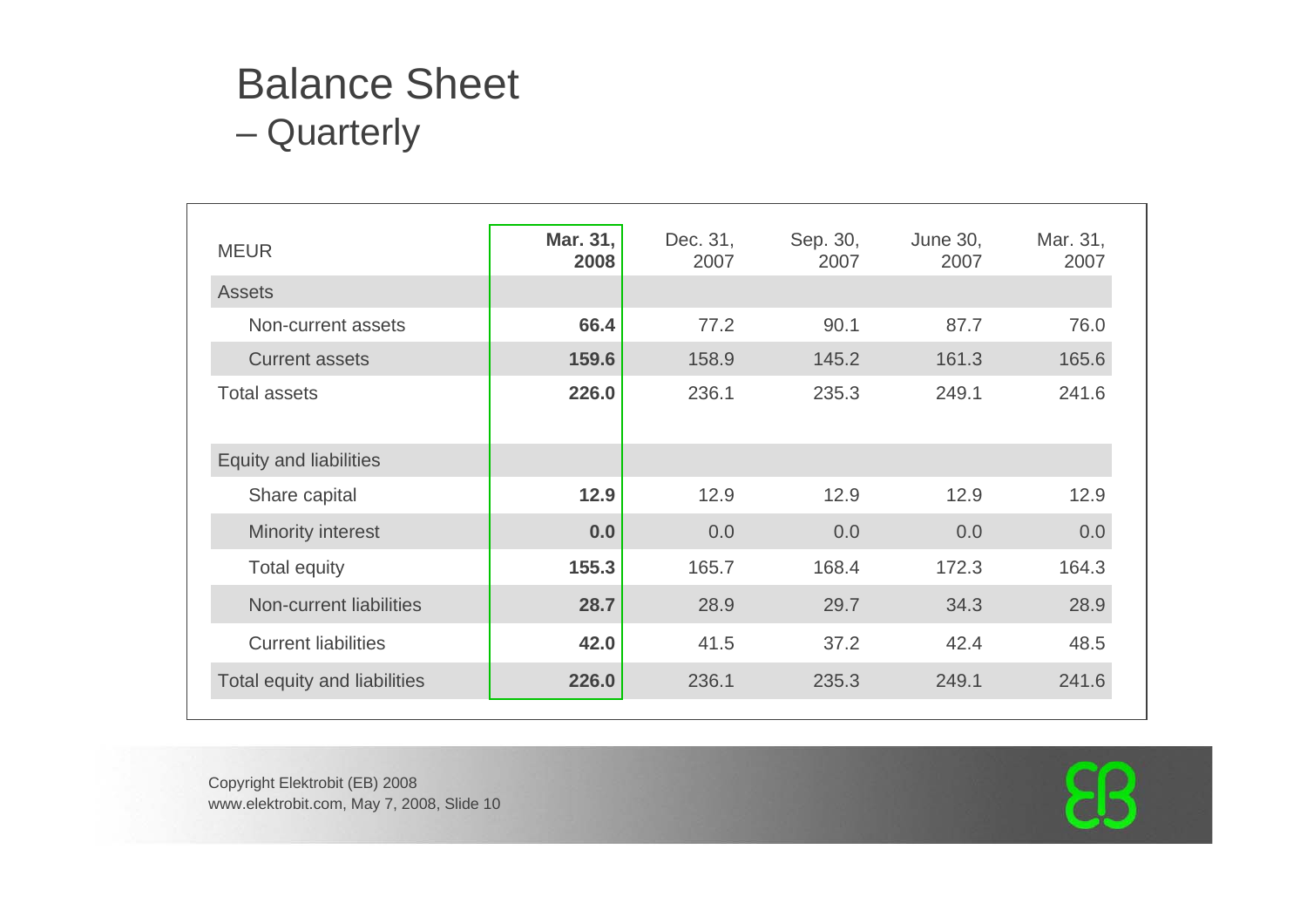# Balance Sheet
## – Quarterly

| MEUR | **Mar. 31, 2008** | Dec. 31, 2007 | Sep. 30, 2007 | June 30, 2007 | Mar. 31, 2007 |
|---|---|---|---|---|---|
| Assets | | | | | |
| Non-current assets | **66.4** | 77.2 | 90.1 | 87.7 | 76.0 |
| Current assets | **159.6** | 158.9 | 145.2 | 161.3 | 165.6 |
| Total assets | **226.0** | 236.1 | 235.3 | 249.1 | 241.6 |
| | | | | | |
| Equity and liabilities | | | | | |
| Share capital | **12.9** | 12.9 | 12.9 | 12.9 | 12.9 |
| Minority interest | **0.0** | 0.0 | 0.0 | 0.0 | 0.0 |
| Total equity | **155.3** | 165.7 | 168.4 | 172.3 | 164.3 |
| Non-current liabilities | **28.7** | 28.9 | 29.7 | 34.3 | 28.9 |
| Current liabilities | **42.0** | 41.5 | 37.2 | 42.4 | 48.5 |
| Total equity and liabilities | **226.0** | 236.1 | 235.3 | 249.1 | 241.6 |

Copyright Elektrobit (EB) 2008
www.elektrobit.com, May 7, 2008, Slide 10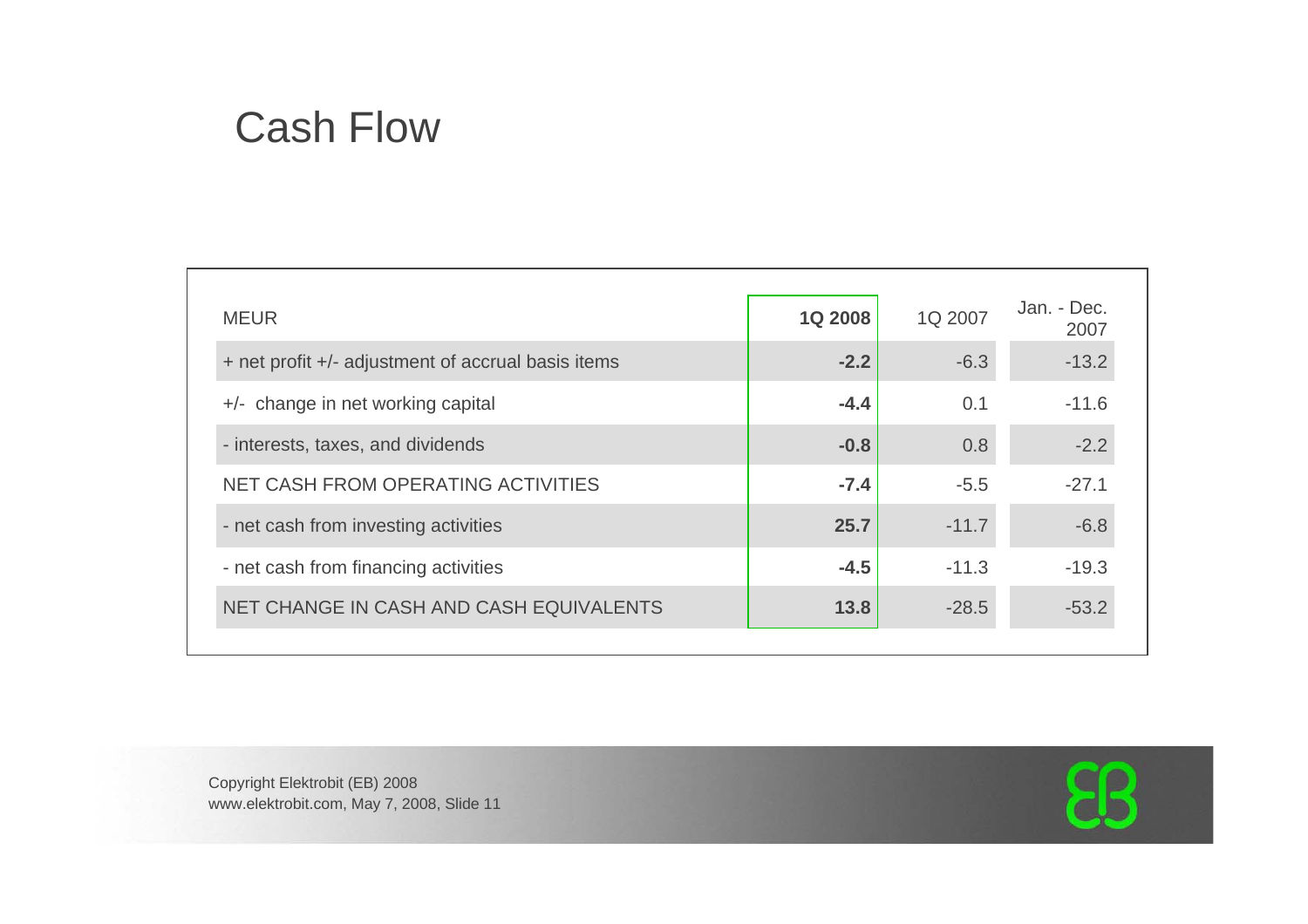# Cash Flow

| MEUR | **1Q 2008** | 1Q 2007 | Jan. - Dec. 2007 |
|---|---|---|---|
| + net profit +/- adjustment of accrual basis items | **-2.2** | -6.3 | -13.2 |
| +/- change in net working capital | **-4.4** | 0.1 | -11.6 |
| - interests, taxes, and dividends | **-0.8** | 0.8 | -2.2 |
| NET CASH FROM OPERATING ACTIVITIES | **-7.4** | -5.5 | -27.1 |
| - net cash from investing activities | **25.7** | -11.7 | -6.8 |
| - net cash from financing activities | **-4.5** | -11.3 | -19.3 |
| NET CHANGE IN CASH AND CASH EQUIVALENTS | **13.8** | -28.5 | -53.2 |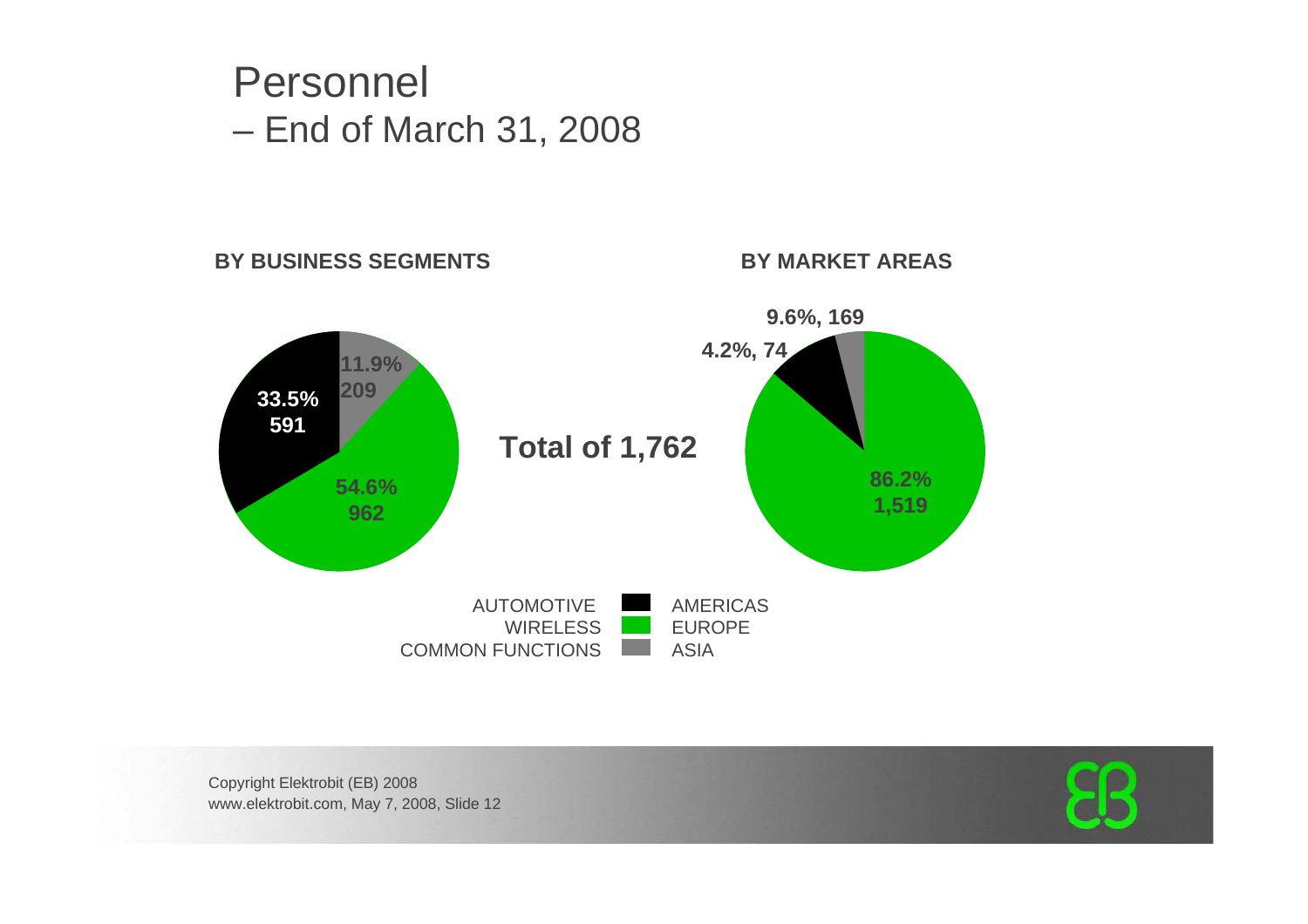# Personnel
## – End of March 31, 2008

**BY BUSINESS SEGMENTS**

**33.5%**
**591**

**11.9%**
**209**

**54.6%**
**962**

**Total of 1,762**

**BY MARKET AREAS**

**9.6%, 169**

**4.2%, 74**

**86.2%**
**1,519**

| | | |
|---|---|---|
| AUTOMOTIVE | ■ (black) | AMERICAS |
| WIRELESS | ■ (green) | EUROPE |
| COMMON FUNCTIONS | ■ (gray) | ASIA |

Copyright Elektrobit (EB) 2008
www.elektrobit.com, May 7, 2008, Slide 12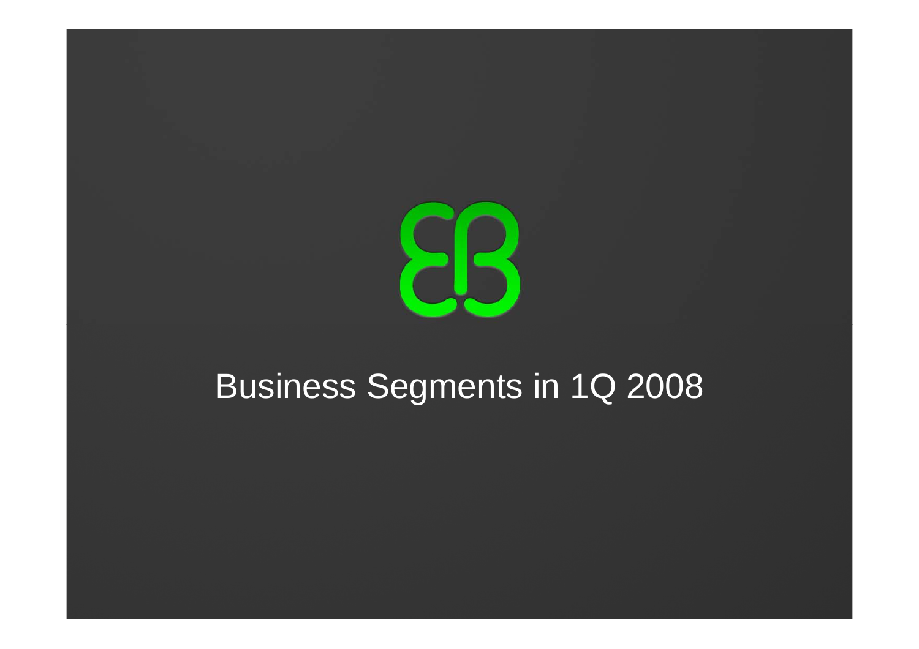# Business Segments in 1Q 2008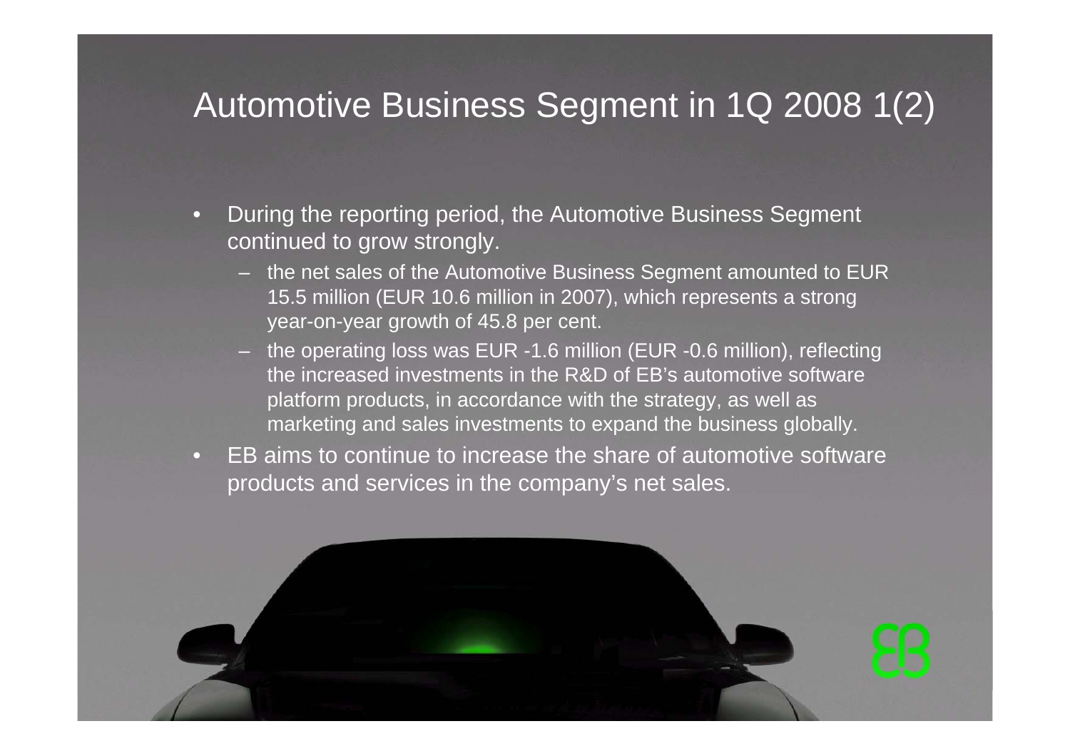# Automotive Business Segment in 1Q 2008 1(2)

- During the reporting period, the Automotive Business Segment continued to grow strongly.
  - the net sales of the Automotive Business Segment amounted to EUR 15.5 million (EUR 10.6 million in 2007), which represents a strong year-on-year growth of 45.8 per cent.
  - the operating loss was EUR -1.6 million (EUR -0.6 million), reflecting the increased investments in the R&D of EB's automotive software platform products, in accordance with the strategy, as well as marketing and sales investments to expand the business globally.
- EB aims to continue to increase the share of automotive software products and services in the company's net sales.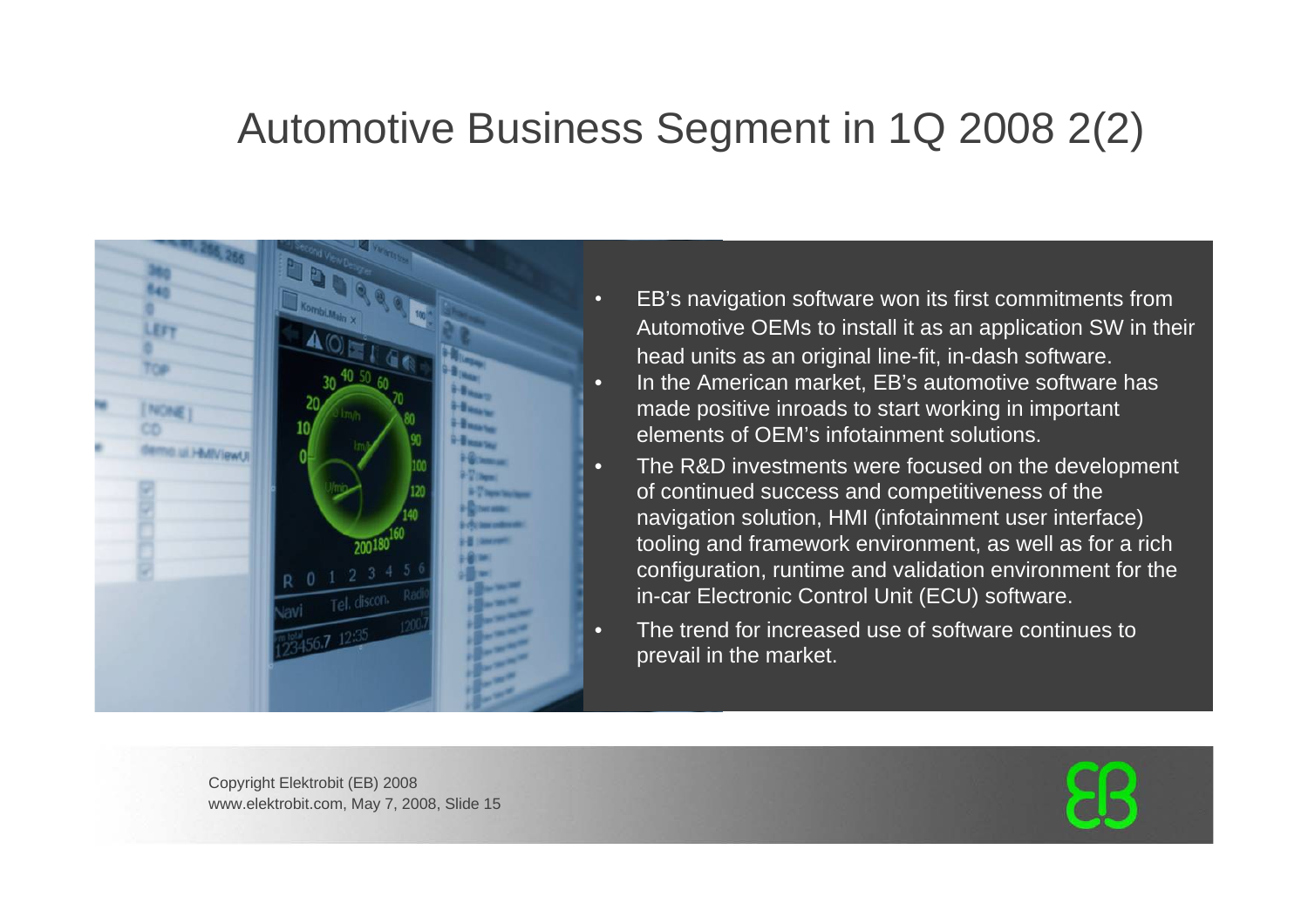# Automotive Business Segment in 1Q 2008 2(2)

- EB's navigation software won its first commitments from Automotive OEMs to install it as an application SW in their head units as an original line-fit, in-dash software.
- In the American market, EB's automotive software has made positive inroads to start working in important elements of OEM's infotainment solutions.
- The R&D investments were focused on the development of continued success and competitiveness of the navigation solution, HMI (infotainment user interface) tooling and framework environment, as well as for a rich configuration, runtime and validation environment for the in-car Electronic Control Unit (ECU) software.
- The trend for increased use of software continues to prevail in the market.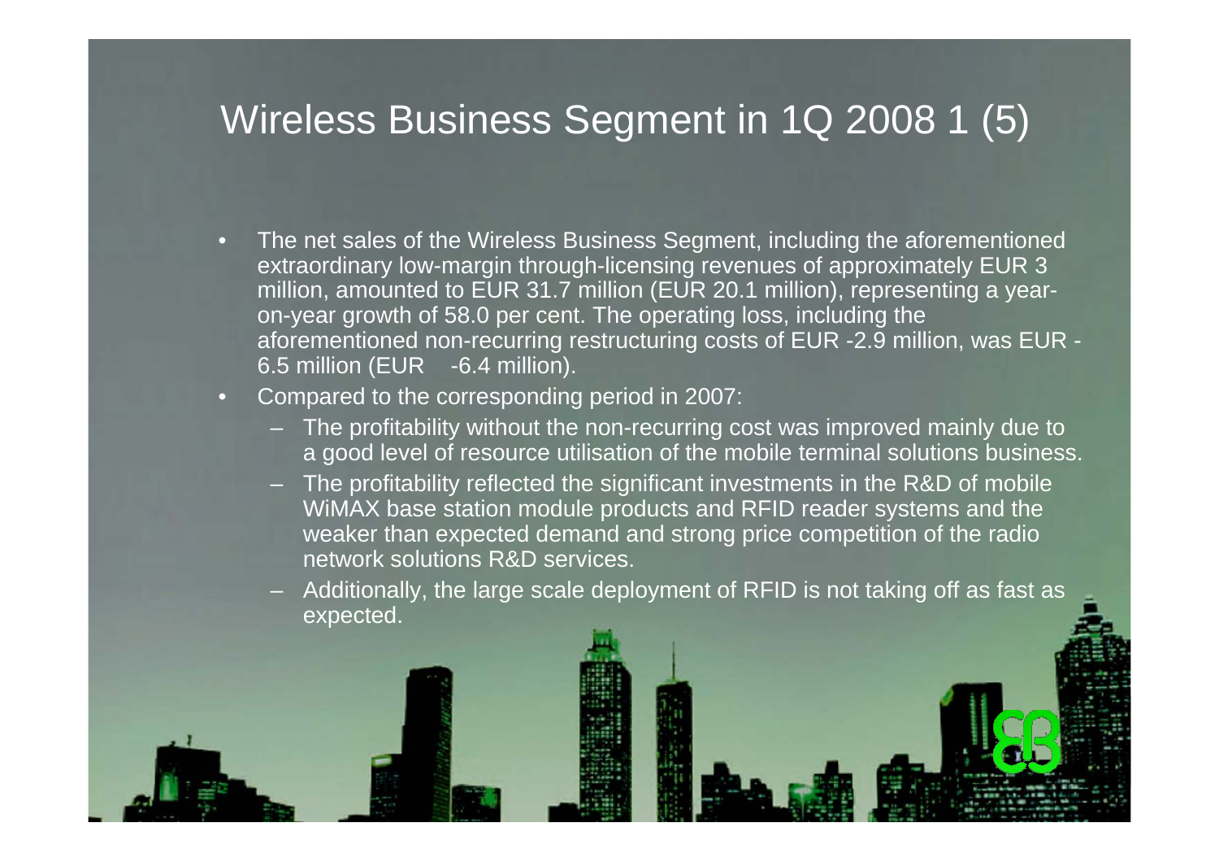# Wireless Business Segment in 1Q 2008 1 (5)

- The net sales of the Wireless Business Segment, including the aforementioned extraordinary low-margin through-licensing revenues of approximately EUR 3 million, amounted to EUR 31.7 million (EUR 20.1 million), representing a year-on-year growth of 58.0 per cent. The operating loss, including the aforementioned non-recurring restructuring costs of EUR -2.9 million, was EUR -6.5 million (EUR -6.4 million).
- Compared to the corresponding period in 2007:
  - The profitability without the non-recurring cost was improved mainly due to a good level of resource utilisation of the mobile terminal solutions business.
  - The profitability reflected the significant investments in the R&D of mobile WiMAX base station module products and RFID reader systems and the weaker than expected demand and strong price competition of the radio network solutions R&D services.
  - Additionally, the large scale deployment of RFID is not taking off as fast as expected.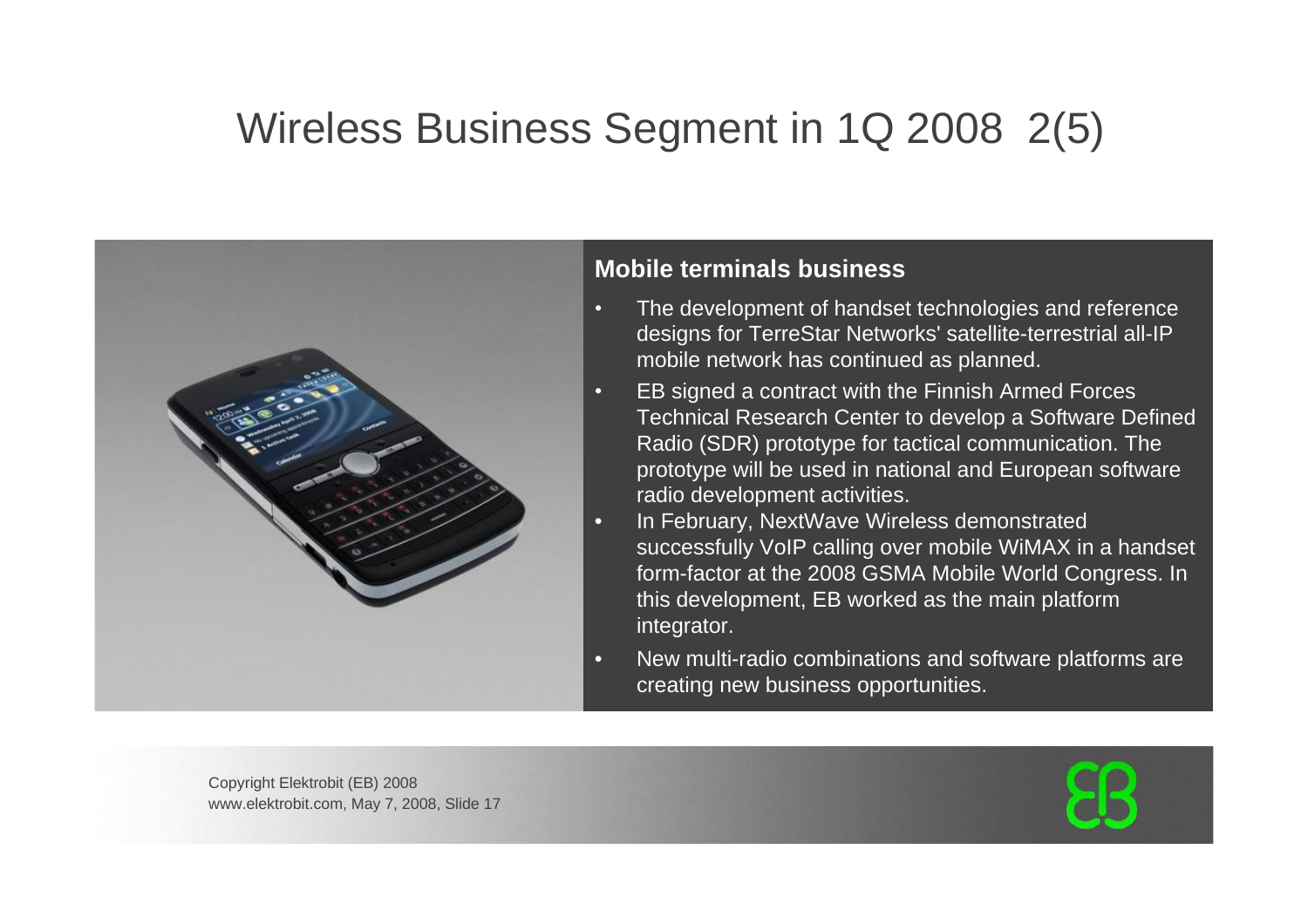# Wireless Business Segment in 1Q 2008 2(5)

**Mobile terminals business**

- The development of handset technologies and reference designs for TerreStar Networks' satellite-terrestrial all-IP mobile network has continued as planned.
- EB signed a contract with the Finnish Armed Forces Technical Research Center to develop a Software Defined Radio (SDR) prototype for tactical communication. The prototype will be used in national and European software radio development activities.
- In February, NextWave Wireless demonstrated successfully VoIP calling over mobile WiMAX in a handset form-factor at the 2008 GSMA Mobile World Congress. In this development, EB worked as the main platform integrator.
- New multi-radio combinations and software platforms are creating new business opportunities.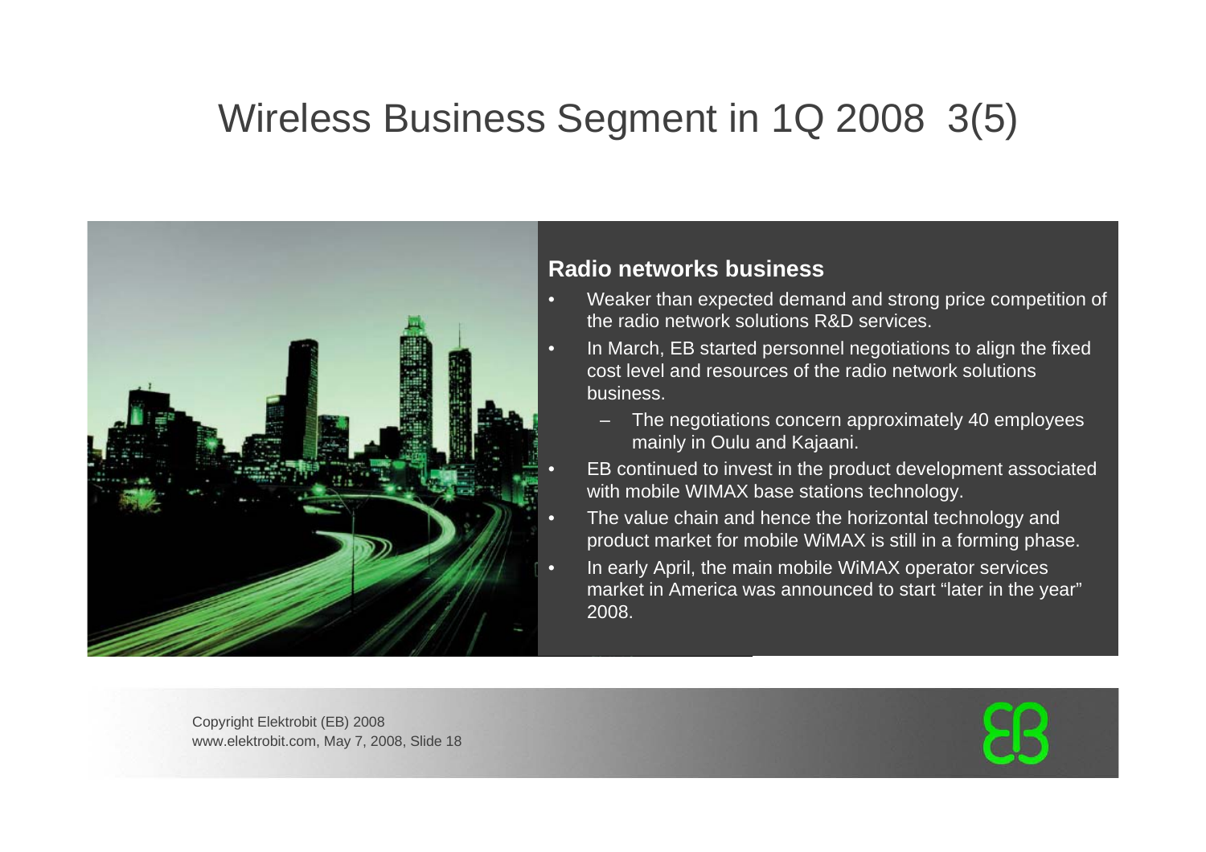# Wireless Business Segment in 1Q 2008 3(5)

**Radio networks business**

- Weaker than expected demand and strong price competition of the radio network solutions R&D services.
- In March, EB started personnel negotiations to align the fixed cost level and resources of the radio network solutions business.
  - The negotiations concern approximately 40 employees mainly in Oulu and Kajaani.
- EB continued to invest in the product development associated with mobile WIMAX base stations technology.
- The value chain and hence the horizontal technology and product market for mobile WiMAX is still in a forming phase.
- In early April, the main mobile WiMAX operator services market in America was announced to start "later in the year" 2008.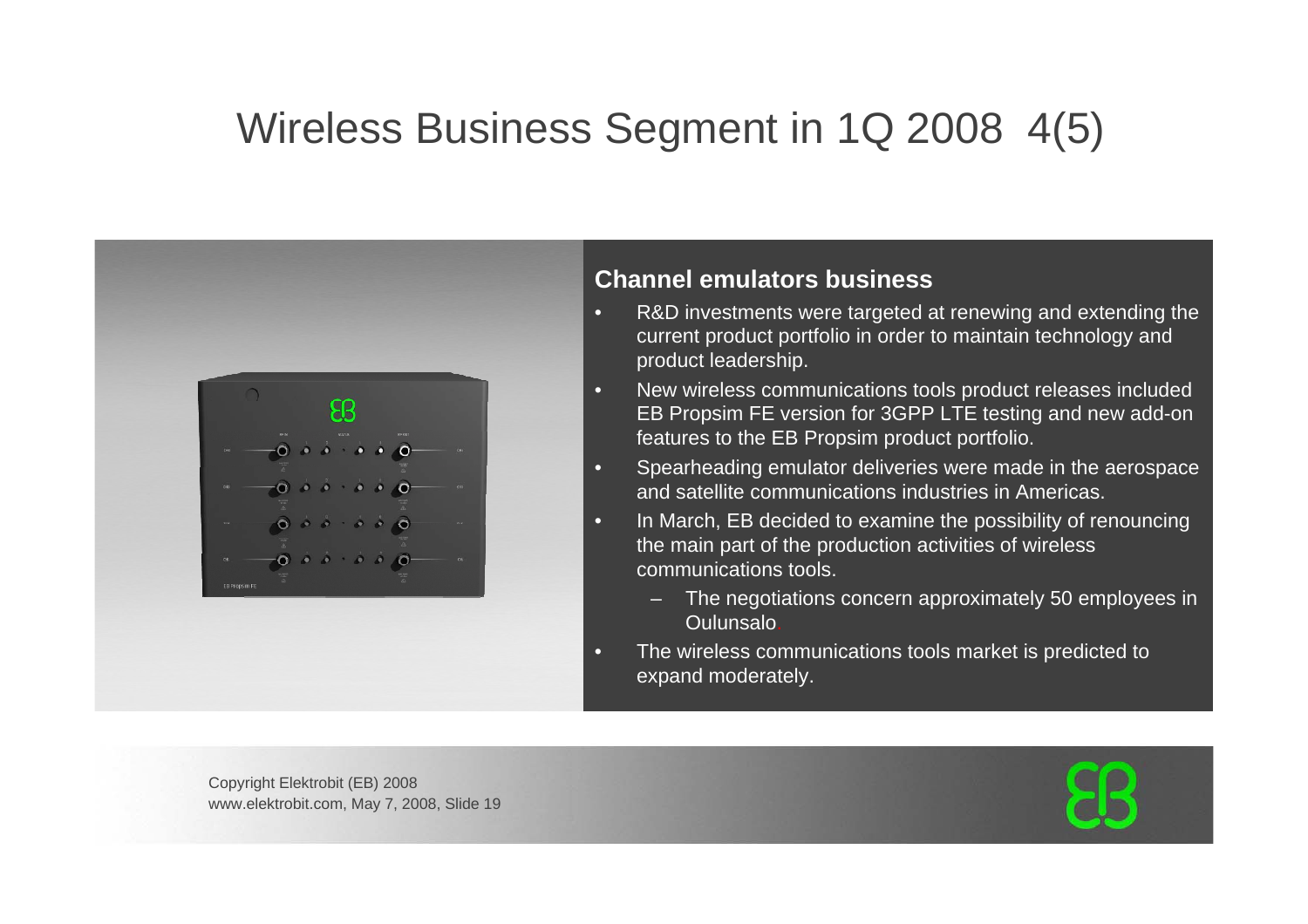# Wireless Business Segment in 1Q 2008 4(5)

## Channel emulators business

- R&D investments were targeted at renewing and extending the current product portfolio in order to maintain technology and product leadership.
- New wireless communications tools product releases included EB Propsim FE version for 3GPP LTE testing and new add-on features to the EB Propsim product portfolio.
- Spearheading emulator deliveries were made in the aerospace and satellite communications industries in Americas.
- In March, EB decided to examine the possibility of renouncing the main part of the production activities of wireless communications tools.
  - The negotiations concern approximately 50 employees in Oulunsalo.
- The wireless communications tools market is predicted to expand moderately.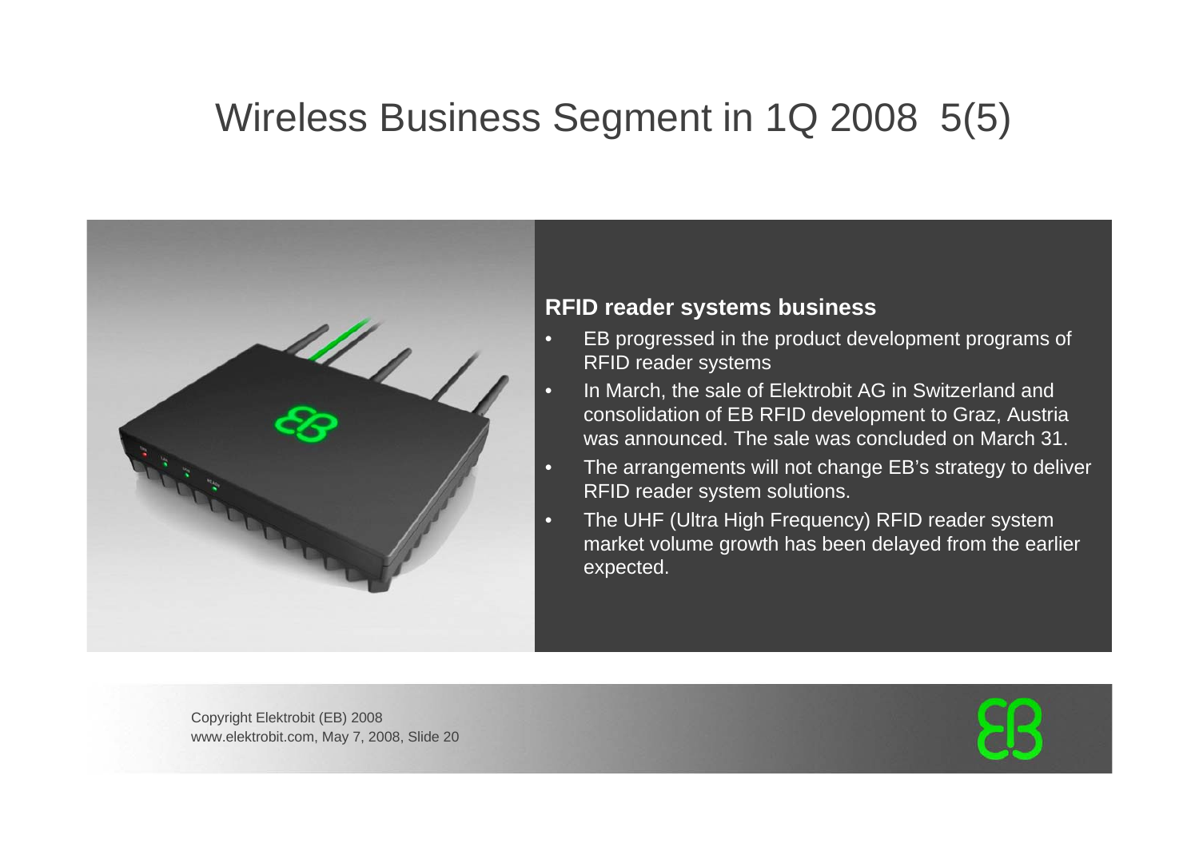# Wireless Business Segment in 1Q 2008 5(5)

**RFID reader systems business**

- EB progressed in the product development programs of RFID reader systems
- In March, the sale of Elektrobit AG in Switzerland and consolidation of EB RFID development to Graz, Austria was announced. The sale was concluded on March 31.
- The arrangements will not change EB's strategy to deliver RFID reader system solutions.
- The UHF (Ultra High Frequency) RFID reader system market volume growth has been delayed from the earlier expected.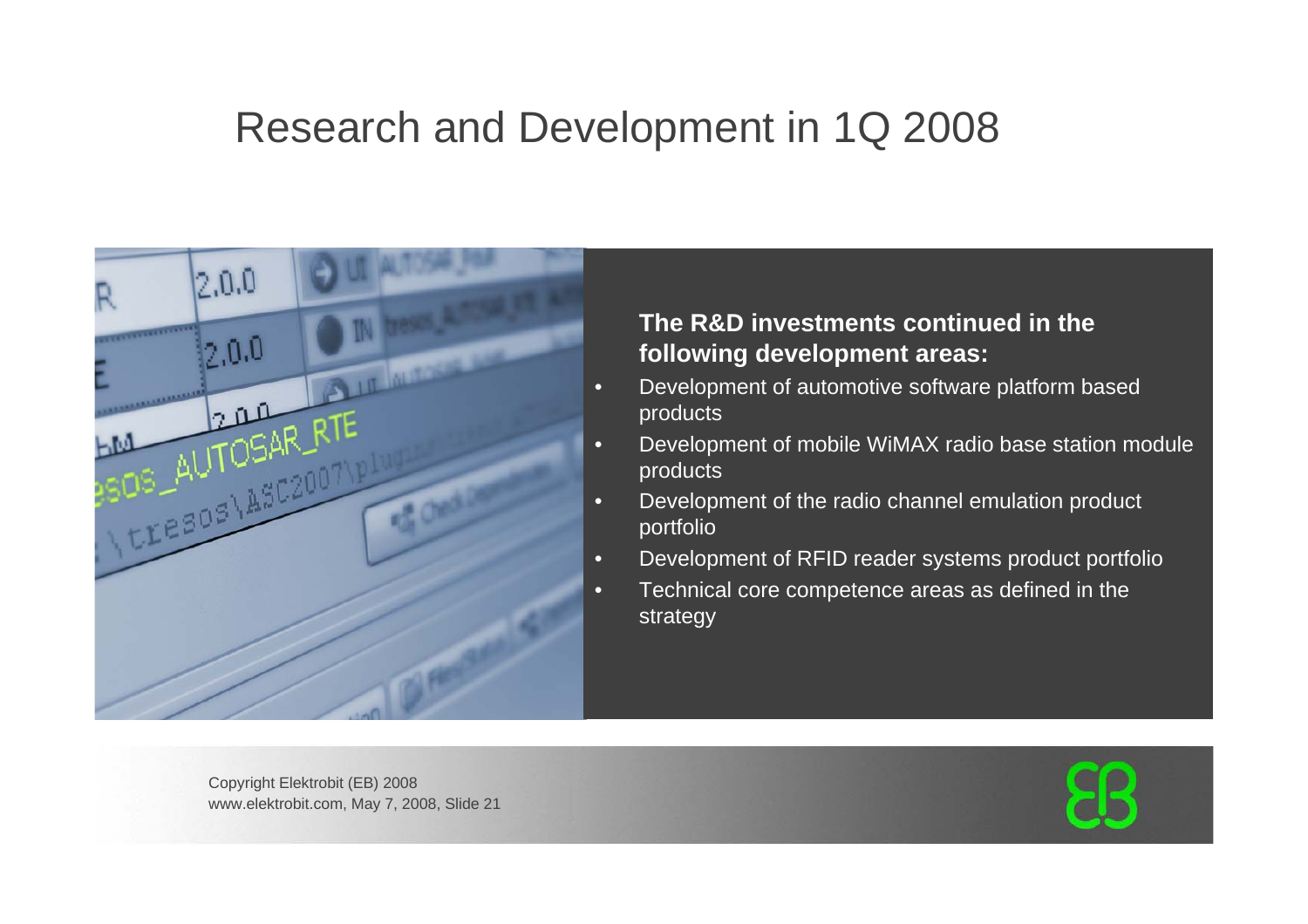# Research and Development in 1Q 2008

**The R&D investments continued in the following development areas:**

- Development of automotive software platform based products
- Development of mobile WiMAX radio base station module products
- Development of the radio channel emulation product portfolio
- Development of RFID reader systems product portfolio
- Technical core competence areas as defined in the strategy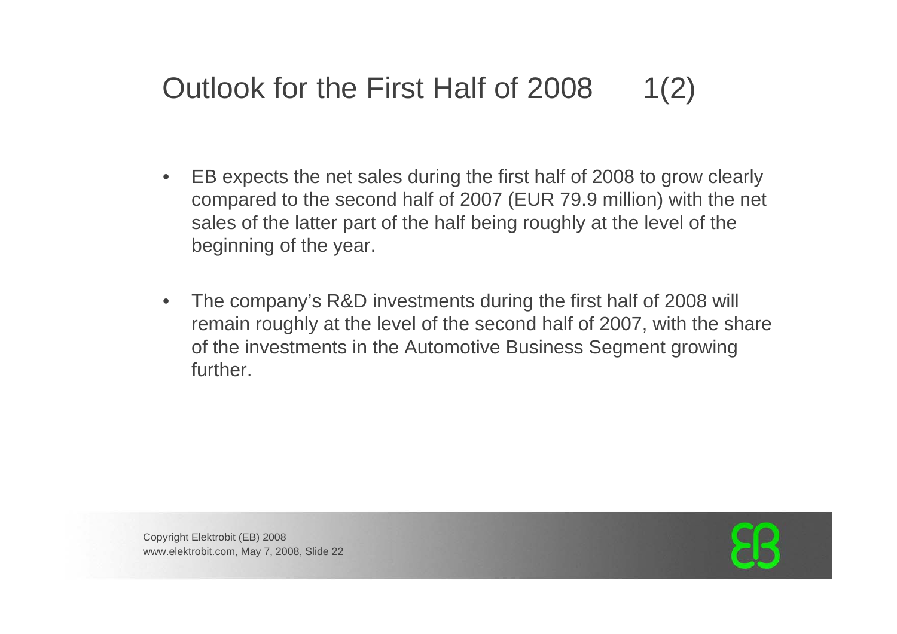# Outlook for the First Half of 2008 1(2)

- EB expects the net sales during the first half of 2008 to grow clearly compared to the second half of 2007 (EUR 79.9 million) with the net sales of the latter part of the half being roughly at the level of the beginning of the year.
- The company's R&D investments during the first half of 2008 will remain roughly at the level of the second half of 2007, with the share of the investments in the Automotive Business Segment growing further.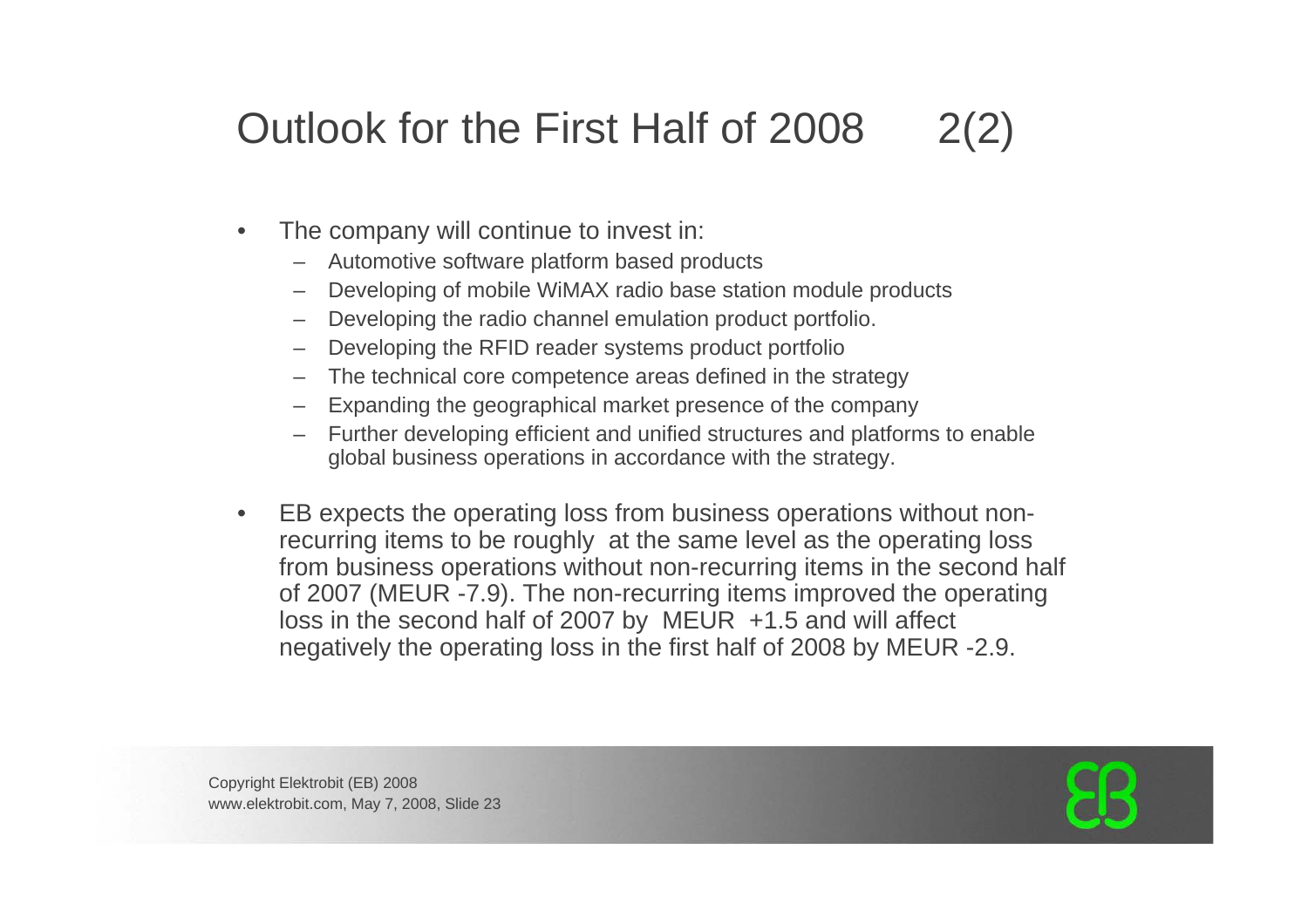# Outlook for the First Half of 2008 2(2)

- The company will continue to invest in:
  - Automotive software platform based products
  - Developing of mobile WiMAX radio base station module products
  - Developing the radio channel emulation product portfolio.
  - Developing the RFID reader systems product portfolio
  - The technical core competence areas defined in the strategy
  - Expanding the geographical market presence of the company
  - Further developing efficient and unified structures and platforms to enable global business operations in accordance with the strategy.
- EB expects the operating loss from business operations without non-recurring items to be roughly at the same level as the operating loss from business operations without non-recurring items in the second half of 2007 (MEUR -7.9). The non-recurring items improved the operating loss in the second half of 2007 by MEUR +1.5 and will affect negatively the operating loss in the first half of 2008 by MEUR -2.9.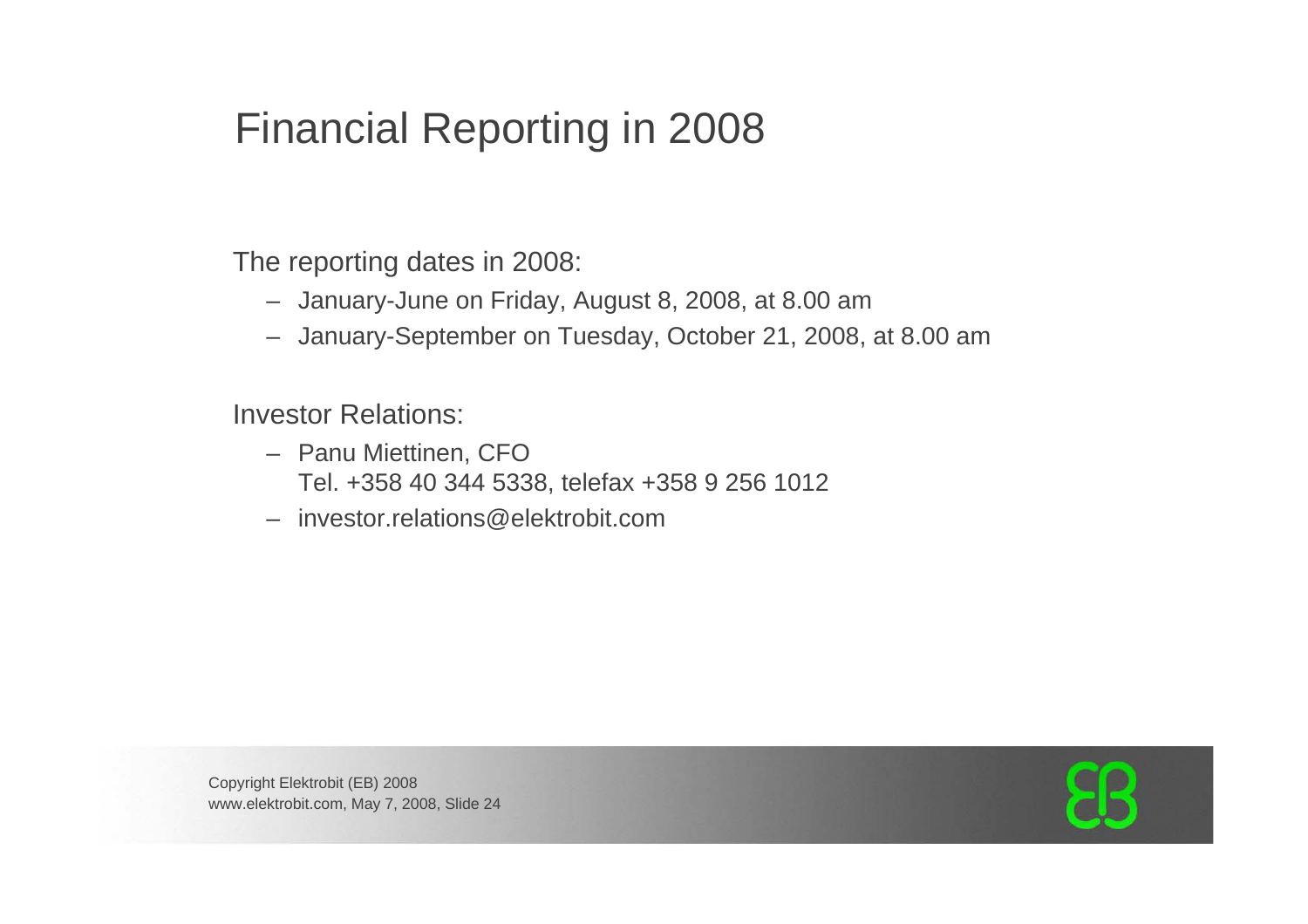# Financial Reporting in 2008

The reporting dates in 2008:

- January-June on Friday, August 8, 2008, at 8.00 am
- January-September on Tuesday, October 21, 2008, at 8.00 am

Investor Relations:

- Panu Miettinen, CFO
  Tel. +358 40 344 5338, telefax +358 9 256 1012
- investor.relations@elektrobit.com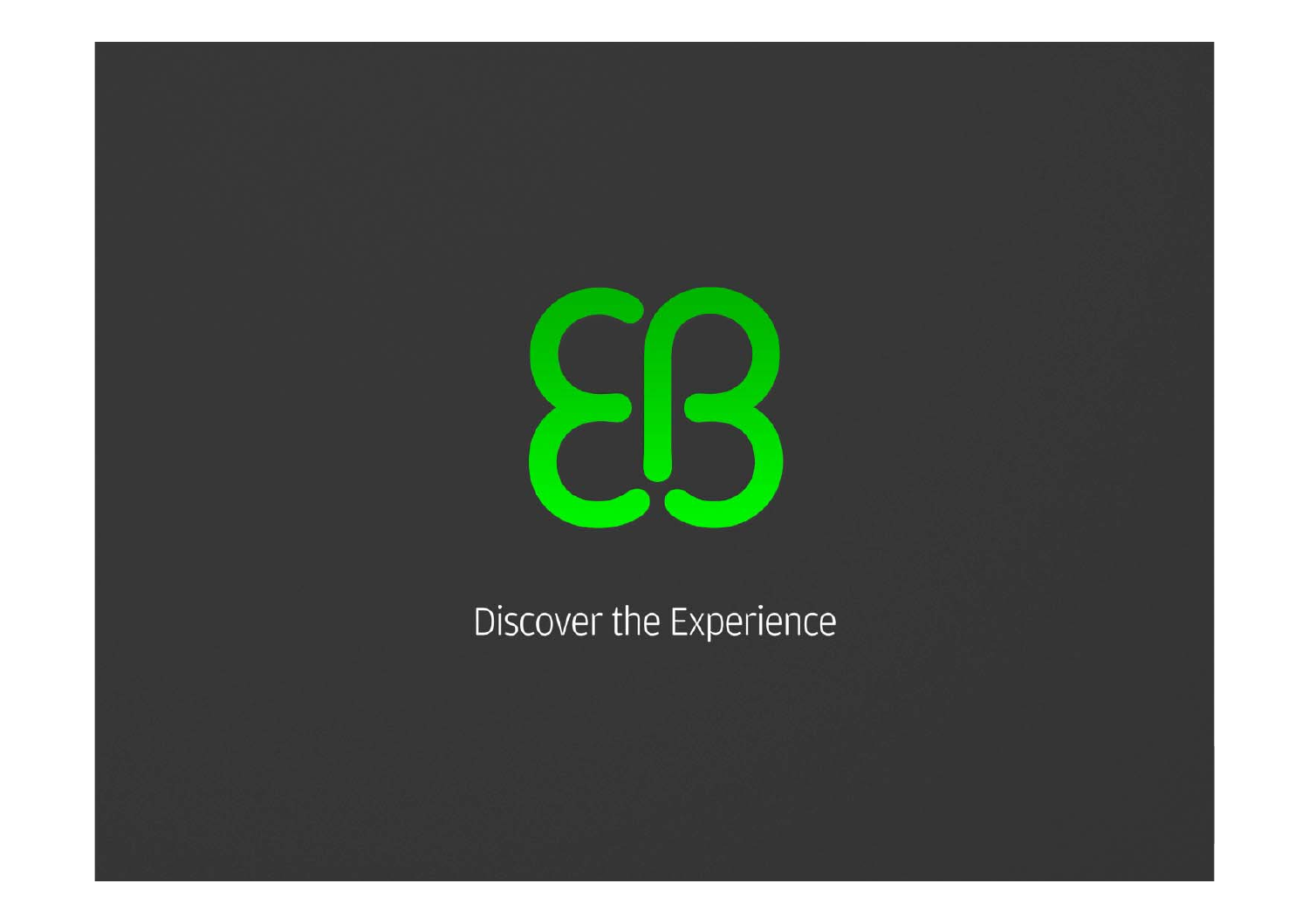Discover the Experience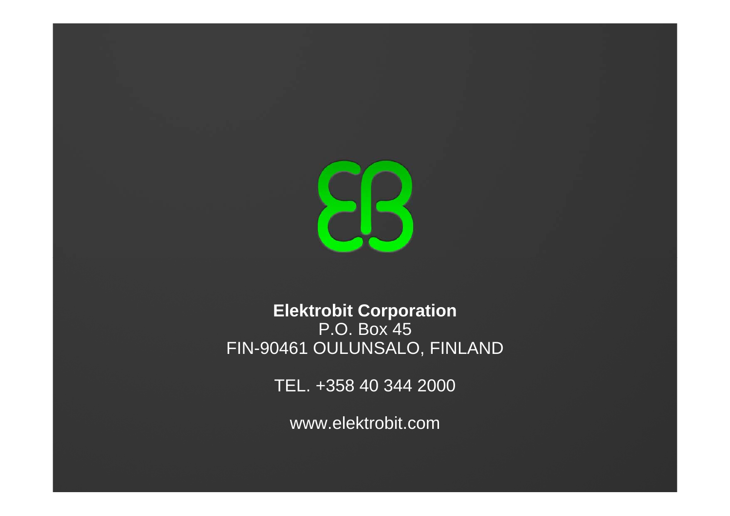**Elektrobit Corporation**
P.O. Box 45
FIN-90461 OULUNSALO, FINLAND

TEL. +358 40 344 2000

www.elektrobit.com